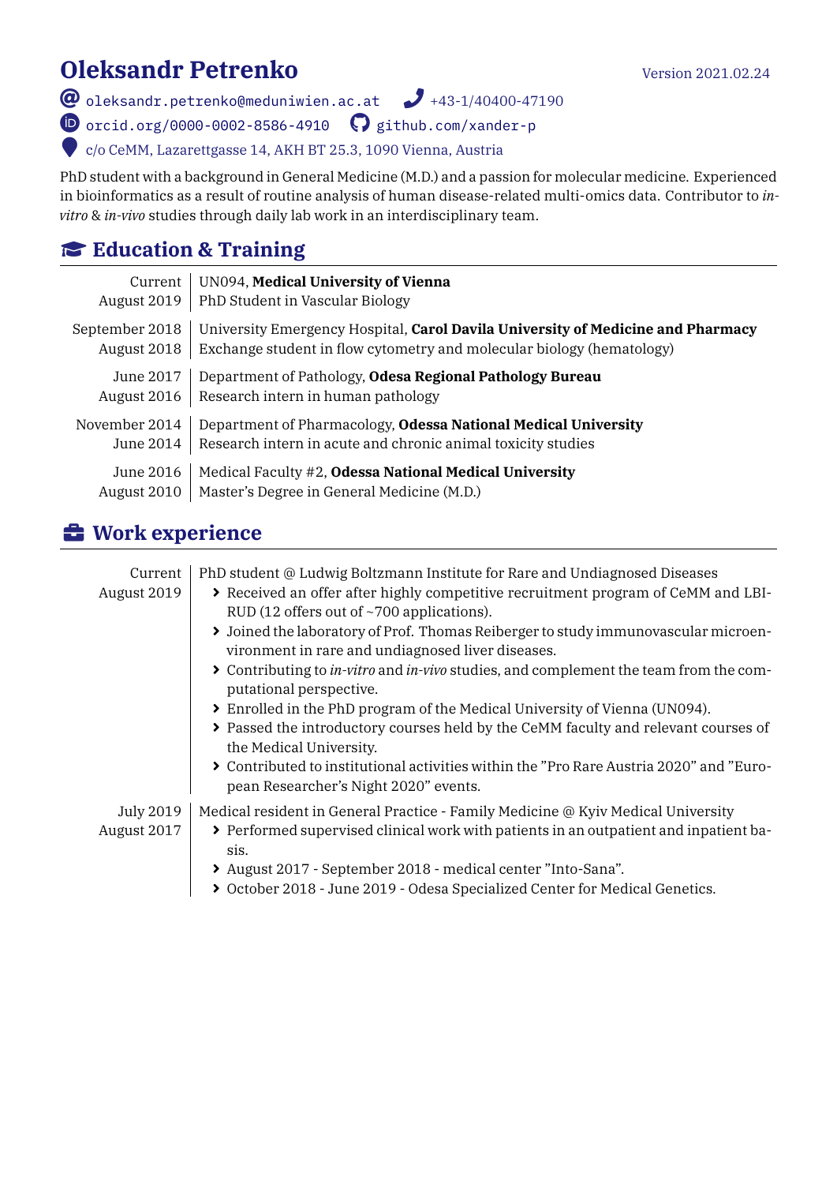# Oleksandr Petrenko

Version 2021.02.24

oleksandr.petrenko@meduniwien.ac.at | +43-1/40400-47190
orcid.org/0000-0002-8586-4910 | github.com/xander-p
c/o CeMM, Lazarettgasse 14, AKH BT 25.3, 1090 Vienna, Austria

PhD student with a background in General Medicine (M.D.) and a passion for molecular medicine. Experienced in bioinformatics as a result of routine analysis of human disease-related multi-omics data. Contributor to *in-vitro* & *in-vivo* studies through daily lab work in an interdisciplinary team.

## Education & Training

**Current – August 2019**
UN094, **Medical University of Vienna**
PhD Student in Vascular Biology

**September 2018 – August 2018**
University Emergency Hospital, **Carol Davila University of Medicine and Pharmacy**
Exchange student in flow cytometry and molecular biology (hematology)

**June 2017 – August 2016**
Department of Pathology, **Odesa Regional Pathology Bureau**
Research intern in human pathology

**November 2014 – June 2014**
Department of Pharmacology, **Odessa National Medical University**
Research intern in acute and chronic animal toxicity studies

**June 2016 – August 2010**
Medical Faculty #2, **Odessa National Medical University**
Master's Degree in General Medicine (M.D.)

## Work experience

**Current – August 2019**
PhD student @ Ludwig Boltzmann Institute for Rare and Undiagnosed Diseases

- Received an offer after highly competitive recruitment program of CeMM and LBI-RUD (12 offers out of ~700 applications).
- Joined the laboratory of Prof. Thomas Reiberger to study immunovascular microenvironment in rare and undiagnosed liver diseases.
- Contributing to *in-vitro* and *in-vivo* studies, and complement the team from the computational perspective.
- Enrolled in the PhD program of the Medical University of Vienna (UN094).
- Passed the introductory courses held by the CeMM faculty and relevant courses of the Medical University.
- Contributed to institutional activities within the "Pro Rare Austria 2020" and "European Researcher's Night 2020" events.

**July 2019 – August 2017**
Medical resident in General Practice - Family Medicine @ Kyiv Medical University

- Performed supervised clinical work with patients in an outpatient and inpatient basis.
- August 2017 - September 2018 - medical center "Into-Sana".
- October 2018 - June 2019 - Odesa Specialized Center for Medical Genetics.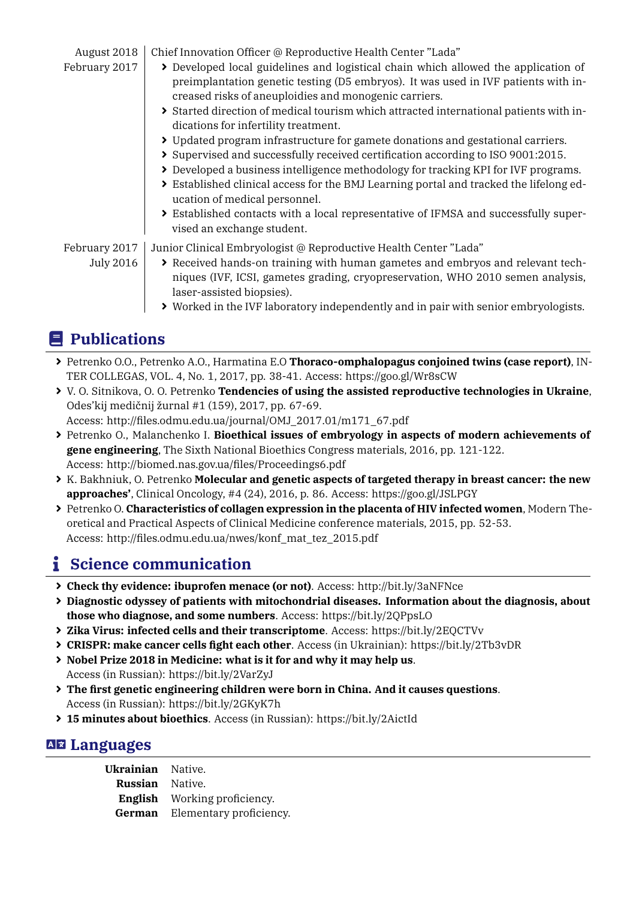August 2018 – February 2017 | Chief Innovation Officer @ Reproductive Health Center "Lada"

- Developed local guidelines and logistical chain which allowed the application of preimplantation genetic testing (D5 embryos). It was used in IVF patients with increased risks of aneuploidies and monogenic carriers.
- Started direction of medical tourism which attracted international patients with indications for infertility treatment.
- Updated program infrastructure for gamete donations and gestational carriers.
- Supervised and successfully received certification according to ISO 9001:2015.
- Developed a business intelligence methodology for tracking KPI for IVF programs.
- Established clinical access for the BMJ Learning portal and tracked the lifelong education of medical personnel.
- Established contacts with a local representative of IFMSA and successfully supervised an exchange student.

February 2017 – July 2016 | Junior Clinical Embryologist @ Reproductive Health Center "Lada"

- Received hands-on training with human gametes and embryos and relevant techniques (IVF, ICSI, gametes grading, cryopreservation, WHO 2010 semen analysis, laser-assisted biopsies).
- Worked in the IVF laboratory independently and in pair with senior embryologists.

## Publications

- Petrenko O.O., Petrenko A.O., Harmatina E.O **Thoraco-omphalopagus conjoined twins (case report)**, INTER COLLEGAS, VOL. 4, No. 1, 2017, pp. 38-41. Access: https://goo.gl/Wr8sCW
- V. O. Sitnikova, O. O. Petrenko **Tendencies of using the assisted reproductive technologies in Ukraine**, Odes'kij medičnij žurnal #1 (159), 2017, pp. 67-69.
  Access: http://files.odmu.edu.ua/journal/OMJ_2017.01/m171_67.pdf
- Petrenko O., Malanchenko I. **Bioethical issues of embryology in aspects of modern achievements of gene engineering**, The Sixth National Bioethics Congress materials, 2016, pp. 121-122.
  Access: http://biomed.nas.gov.ua/files/Proceedings6.pdf
- K. Bakhniuk, O. Petrenko **Molecular and genetic aspects of targeted therapy in breast cancer: the new approaches'**, Clinical Oncology, #4 (24), 2016, p. 86. Access: https://goo.gl/JSLPGY
- Petrenko O. **Characteristics of collagen expression in the placenta of HIV infected women**, Modern Theoretical and Practical Aspects of Clinical Medicine conference materials, 2015, pp. 52-53.
  Access: http://files.odmu.edu.ua/nwes/konf_mat_tez_2015.pdf

## Science communication

- **Check thy evidence: ibuprofen menace (or not)**. Access: http://bit.ly/3aNFNce
- **Diagnostic odyssey of patients with mitochondrial diseases. Information about the diagnosis, about those who diagnose, and some numbers**. Access: https://bit.ly/2QPpsLO
- **Zika Virus: infected cells and their transcriptome**. Access: https://bit.ly/2EQCTVv
- **CRISPR: make cancer cells fight each other**. Access (in Ukrainian): https://bit.ly/2Tb3vDR
- **Nobel Prize 2018 in Medicine: what is it for and why it may help us**.
  Access (in Russian): https://bit.ly/2VarZyJ
- **The first genetic engineering children were born in China. And it causes questions**.
  Access (in Russian): https://bit.ly/2GKyK7h
- **15 minutes about bioethics**. Access (in Russian): https://bit.ly/2AictId

## Languages

| | |
|---|---|
| **Ukrainian** | Native. |
| **Russian** | Native. |
| **English** | Working proficiency. |
| **German** | Elementary proficiency. |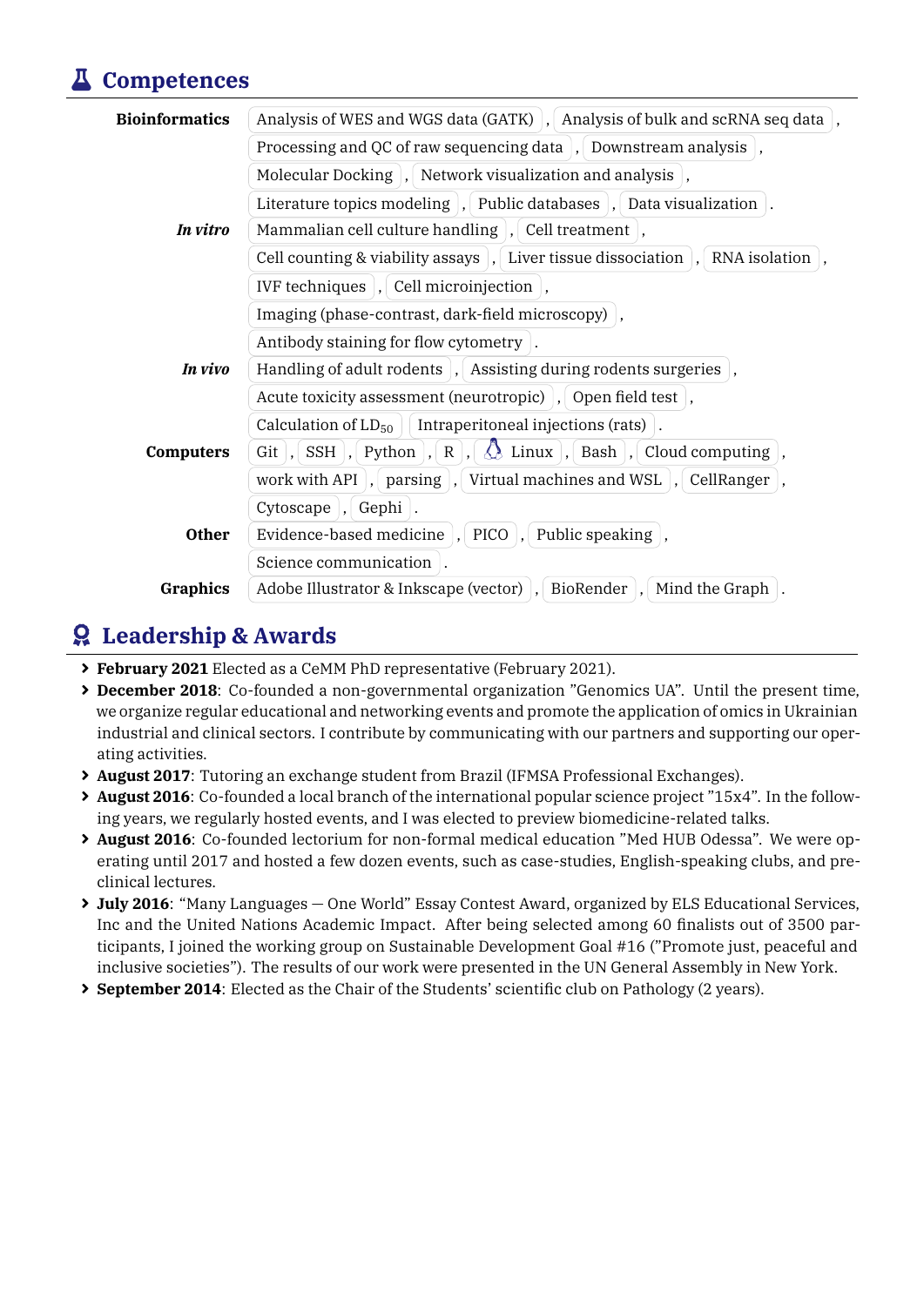## Competences

**Bioinformatics** Analysis of WES and WGS data (GATK), Analysis of bulk and scRNA seq data, Processing and QC of raw sequencing data, Downstream analysis, Molecular Docking, Network visualization and analysis, Literature topics modeling, Public databases, Data visualization.

***In vitro*** Mammalian cell culture handling, Cell treatment, Cell counting & viability assays, Liver tissue dissociation, RNA isolation, IVF techniques, Cell microinjection, Imaging (phase-contrast, dark-field microscopy), Antibody staining for flow cytometry.

***In vivo*** Handling of adult rodents, Assisting during rodents surgeries, Acute toxicity assessment (neurotropic), Open field test, Calculation of $LD_{50}$, Intraperitoneal injections (rats).

**Computers** Git, SSH, Python, R, Linux, Bash, Cloud computing, work with API, parsing, Virtual machines and WSL, CellRanger, Cytoscape, Gephi.

**Other** Evidence-based medicine, PICO, Public speaking, Science communication.

**Graphics** Adobe Illustrator & Inkscape (vector), BioRender, Mind the Graph.

## Leadership & Awards

- **February 2021** Elected as a CeMM PhD representative (February 2021).
- **December 2018**: Co-founded a non-governmental organization "Genomics UA". Until the present time, we organize regular educational and networking events and promote the application of omics in Ukrainian industrial and clinical sectors. I contribute by communicating with our partners and supporting our operating activities.
- **August 2017**: Tutoring an exchange student from Brazil (IFMSA Professional Exchanges).
- **August 2016**: Co-founded a local branch of the international popular science project "15x4". In the following years, we regularly hosted events, and I was elected to preview biomedicine-related talks.
- **August 2016**: Co-founded lectorium for non-formal medical education "Med HUB Odessa". We were operating until 2017 and hosted a few dozen events, such as case-studies, English-speaking clubs, and pre-clinical lectures.
- **July 2016**: "Many Languages — One World" Essay Contest Award, organized by ELS Educational Services, Inc and the United Nations Academic Impact. After being selected among 60 finalists out of 3500 participants, I joined the working group on Sustainable Development Goal #16 ("Promote just, peaceful and inclusive societies"). The results of our work were presented in the UN General Assembly in New York.
- **September 2014**: Elected as the Chair of the Students' scientific club on Pathology (2 years).